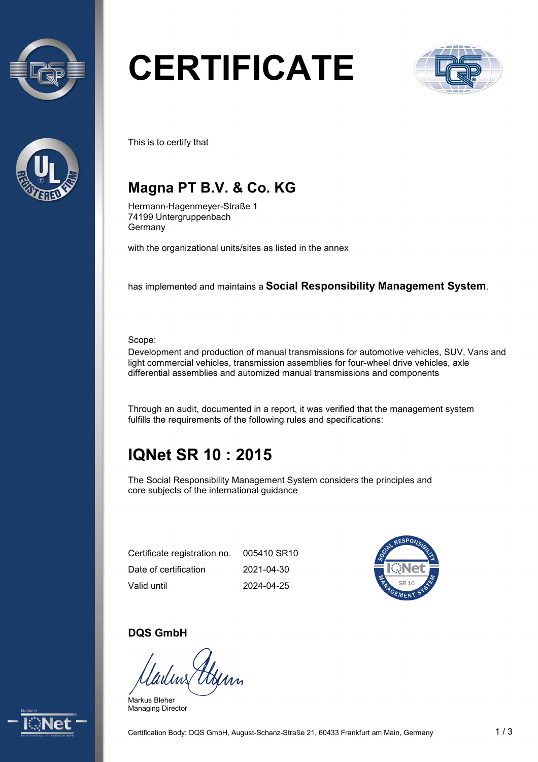# CERTIFICATE

This is to certify that

## Magna PT B.V. & Co. KG

Hermann-Hagenmeyer-Straße 1
74199 Untergruppenbach
Germany

with the organizational units/sites as listed in the annex

has implemented and maintains a **Social Responsibility Management System**.

Scope:
Development and production of manual transmissions for automotive vehicles, SUV, Vans and light commercial vehicles, transmission assemblies for four-wheel drive vehicles, axle differential assemblies and automized manual transmissions and components

Through an audit, documented in a report, it was verified that the management system fulfills the requirements of the following rules and specifications:

## IQNet SR 10 : 2015

The Social Responsibility Management System considers the principles and core subjects of the international guidance

| | |
|---|---|
| Certificate registration no. | 005410 SR10 |
| Date of certification | 2021-04-30 |
| Valid until | 2024-04-25 |

**DQS GmbH**

Markus Bleher
Managing Director

Certification Body: DQS GmbH, August-Schanz-Straße 21, 60433 Frankfurt am Main, Germany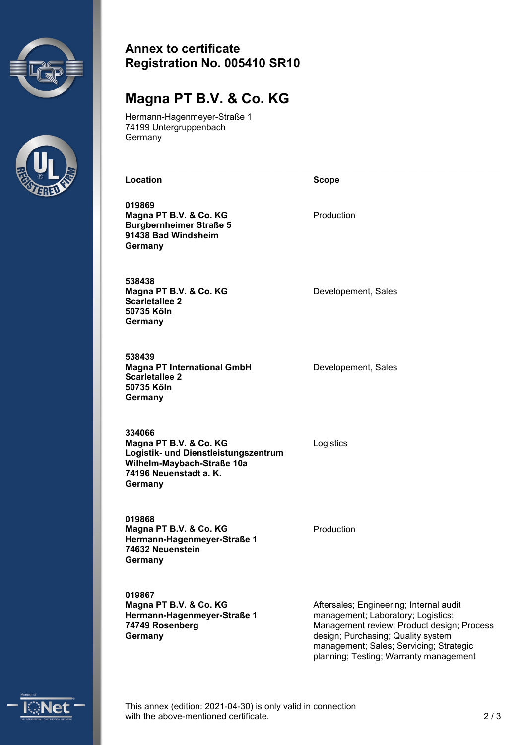# Annex to certificate
# Registration No. 005410 SR10

## Magna PT B.V. & Co. KG

Hermann-Hagenmeyer-Straße 1
74199 Untergruppenbach
Germany

| Location | Scope |
|---|---|
| **019869**<br>**Magna PT B.V. & Co. KG**<br>**Burgbernheimer Straße 5**<br>**91438 Bad Windsheim**<br>**Germany** | Production |
| **538438**<br>**Magna PT B.V. & Co. KG**<br>**Scarletallee 2**<br>**50735 Köln**<br>**Germany** | Developement, Sales |
| **538439**<br>**Magna PT International GmbH**<br>**Scarletallee 2**<br>**50735 Köln**<br>**Germany** | Developement, Sales |
| **334066**<br>**Magna PT B.V. & Co. KG**<br>**Logistik- und Dienstleistungszentrum**<br>**Wilhelm-Maybach-Straße 10a**<br>**74196 Neuenstadt a. K.**<br>**Germany** | Logistics |
| **019868**<br>**Magna PT B.V. & Co. KG**<br>**Hermann-Hagenmeyer-Straße 1**<br>**74632 Neuenstein**<br>**Germany** | Production |
| **019867**<br>**Magna PT B.V. & Co. KG**<br>**Hermann-Hagenmeyer-Straße 1**<br>**74749 Rosenberg**<br>**Germany** | Aftersales; Engineering; Internal audit management; Laboratory; Logistics; Management review; Product design; Process design; Purchasing; Quality system management; Sales; Servicing; Strategic planning; Testing; Warranty management |

This annex (edition: 2021-04-30) is only valid in connection with the above-mentioned certificate.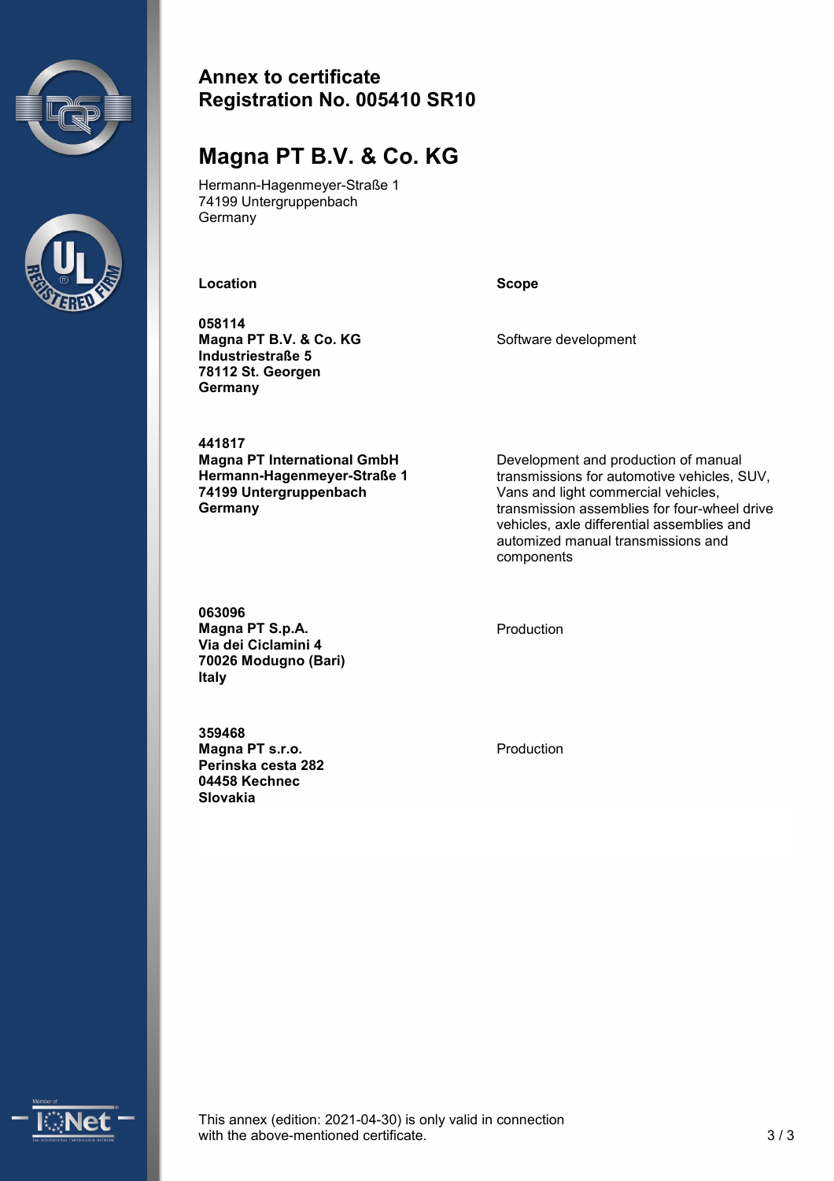# Annex to certificate
# Registration No. 005410 SR10

## Magna PT B.V. & Co. KG

Hermann-Hagenmeyer-Straße 1
74199 Untergruppenbach
Germany

| Location | Scope |
| --- | --- |
| **058114**<br>**Magna PT B.V. & Co. KG**<br>**Industriestraße 5**<br>**78112 St. Georgen**<br>**Germany** | Software development |
| **441817**<br>**Magna PT International GmbH**<br>**Hermann-Hagenmeyer-Straße 1**<br>**74199 Untergruppenbach**<br>**Germany** | Development and production of manual transmissions for automotive vehicles, SUV, Vans and light commercial vehicles, transmission assemblies for four-wheel drive vehicles, axle differential assemblies and automized manual transmissions and components |
| **063096**<br>**Magna PT S.p.A.**<br>**Via dei Ciclamini 4**<br>**70026 Modugno (Bari)**<br>**Italy** | Production |
| **359468**<br>**Magna PT s.r.o.**<br>**Perinska cesta 282**<br>**04458 Kechnec**<br>**Slovakia** | Production |

This annex (edition: 2021-04-30) is only valid in connection with the above-mentioned certificate.